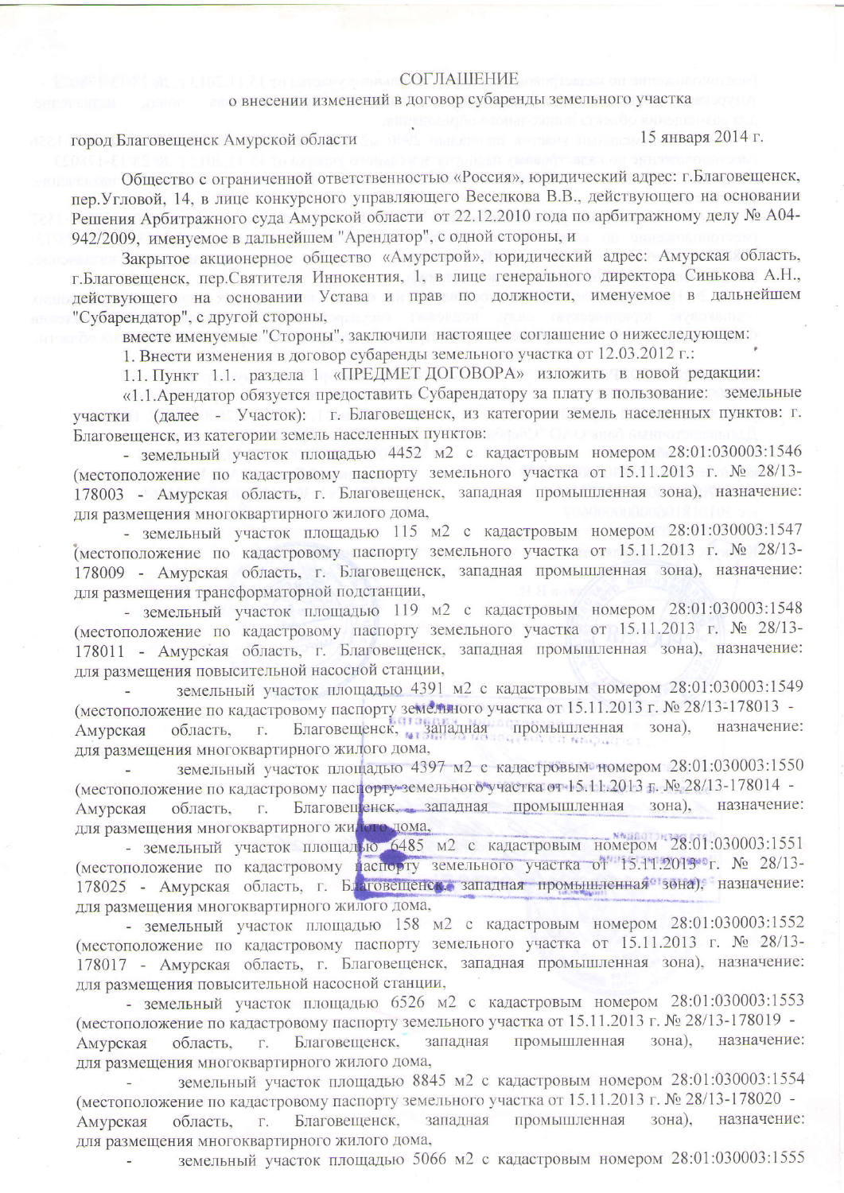# СОГЛАШЕНИЕ

## о внесении изменений в договор субаренды земельного участка

город Благовещенск Амурской области 15 января 2014 г.

Общество с ограниченной ответственностью «Россия», юридический адрес: г.Благовещенск, пер.Угловой, 14, в лице конкурсного управляющего Веселкова В.В., действующего на основании Решения Арбитражного суда Амурской области от 22.12.2010 года по арбитражному делу № А04-942/2009, именуемое в дальнейшем "Арендатор", с одной стороны, и

Закрытое акционерное общество «Амурстрой», юридический адрес: Амурская область, г.Благовещенск, пер.Святителя Иннокентия, 1, в лице генерального директора Синькова А.Н., действующего на основании Устава и прав по должности, именуемое в дальнейшем "Субарендатор", с другой стороны,

вместе именуемые "Стороны", заключили настоящее соглашение о нижеследующем:

1. Внести изменения в договор субаренды земельного участка от 12.03.2012 г.:

1.1. Пункт 1.1. раздела 1 «ПРЕДМЕТ ДОГОВОРА» изложить в новой редакции:

«1.1.Арендатор обязуется предоставить Субарендатору за плату в пользование: земельные участки (далее - Участок): г. Благовещенск, из категории земель населенных пунктов: г. Благовещенск, из категории земель населенных пунктов:

- земельный участок площадью 4452 м2 с кадастровым номером 28:01:030003:1546 (местоположение по кадастровому паспорту земельного участка от 15.11.2013 г. № 28/13-178003 - Амурская область, г. Благовещенск, западная промышленная зона), назначение: для размещения многоквартирного жилого дома,
- земельный участок площадью 115 м2 с кадастровым номером 28:01:030003:1547 (местоположение по кадастровому паспорту земельного участка от 15.11.2013 г. № 28/13-178009 - Амурская область, г. Благовещенск, западная промышленная зона), назначение: для размещения трансформаторной подстанции,
- земельный участок площадью 119 м2 с кадастровым номером 28:01:030003:1548 (местоположение по кадастровому паспорту земельного участка от 15.11.2013 г. № 28/13-178011 - Амурская область, г. Благовещенск, западная промышленная зона), назначение: для размещения повысительной насосной станции,
- земельный участок площадью 4391 м2 с кадастровым номером 28:01:030003:1549 (местоположение по кадастровому паспорту земельного участка от 15.11.2013 г. № 28/13-178013 - Амурская область, г. Благовещенск, западная промышленная зона), назначение: для размещения многоквартирного жилого дома,
- земельный участок площадью 4397 м2 с кадастровым номером 28:01:030003:1550 (местоположение по кадастровому паспорту земельного участка от 15.11.2013 г. № 28/13-178014 - Амурская область, г. Благовещенск, западная промышленная зона), назначение: для размещения многоквартирного жилого дома,
- земельный участок площадью 6485 м2 с кадастровым номером 28:01:030003:1551 (местоположение по кадастровому паспорту земельного участка от 15.11.2013 г. № 28/13-178025 - Амурская область, г. Благовещенск, западная промышленная зона), назначение: для размещения многоквартирного жилого дома,
- земельный участок площадью 158 м2 с кадастровым номером 28:01:030003:1552 (местоположение по кадастровому паспорту земельного участка от 15.11.2013 г. № 28/13-178017 - Амурская область, г. Благовещенск, западная промышленная зона), назначение: для размещения повысительной насосной станции,
- земельный участок площадью 6526 м2 с кадастровым номером 28:01:030003:1553 (местоположение по кадастровому паспорту земельного участка от 15.11.2013 г. № 28/13-178019 - Амурская область, г. Благовещенск, западная промышленная зона), назначение: для размещения многоквартирного жилого дома,
- земельный участок площадью 8845 м2 с кадастровым номером 28:01:030003:1554 (местоположение по кадастровому паспорту земельного участка от 15.11.2013 г. № 28/13-178020 - Амурская область, г. Благовещенск, западная промышленная зона), назначение: для размещения многоквартирного жилого дома,
- земельный участок площадью 5066 м2 с кадастровым номером 28:01:030003:1555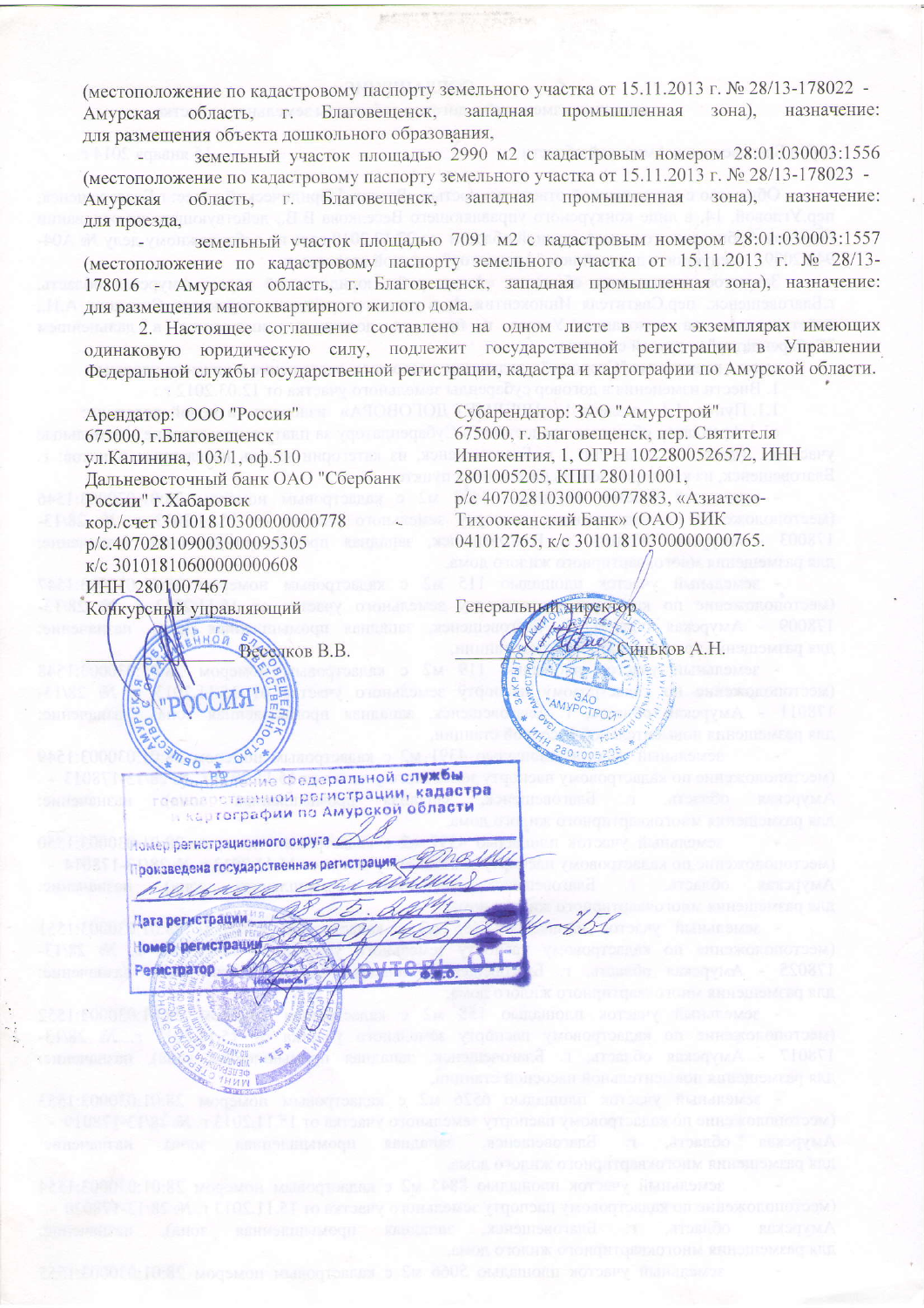(местоположение по кадастровому паспорту земельного участка от 15.11.2013 г. № 28/13-178022 - Амурская область, г. Благовещенск, западная промышленная зона), назначение: для размещения объекта дошкольного образования,

- земельный участок площадью 2990 м2 с кадастровым номером 28:01:030003:1556 (местоположение по кадастровому паспорту земельного участка от 15.11.2013 г. № 28/13-178023 - Амурская область, г. Благовещенск, западная промышленная зона), назначение: для проезда,

- земельный участок площадью 7091 м2 с кадастровым номером 28:01:030003:1557 (местоположение по кадастровому паспорту земельного участка от 15.11.2013 г. № 28/13-178016 Амурская область, г. Благовещенск, западная промышленная зона), назначение: для размещения многоквартирного жилого дома.

2. Настоящее соглашение составлено на одном листе в трех экземплярах имеющих одинаковую юридическую силу, подлежит государственной регистрации в Управлении Федеральной службы государственной регистрации, кадастра и картографии по Амурской области.

| | |
|---|---|
| Арендатор: ООО "Россия" | Субарендатор: ЗАО "Амурстрой" |
| 675000, г.Благовещенск ул.Калинина, 103/1, оф.510 | 675000, г. Благовещенск, пер. Святителя Иннокентия, 1, ОГРН 1022800526572, ИНН 2801005205, КПП 280101001, |
| Дальневосточный банк ОАО "Сбербанк России" г.Хабаровск кор./счет 30101810300000000778 р/с.40702810900030000095305 к/с 30101810600000000608 ИНН 2801007467 | р/с 40702810300000077883, «Азиатско-Тихоокеанский Банк» (ОАО) БИК 041012765, к/с 30101810300000000765. |
| Конкурсный управляющий | Генеральный директор |
| _______________ Веселков В.В. | _______________ Синьков А.Н. |

Управление Федеральной службы государственной регистрации, кадастра и картографии по Амурской области

Номер регистрационного округа 28

Произведена государственная регистрация дополнительного соглашения

Дата регистрации 08.05.2014

Номер регистрации 28-28-01/165/2014-151

Регистратор Арутель О.Г.